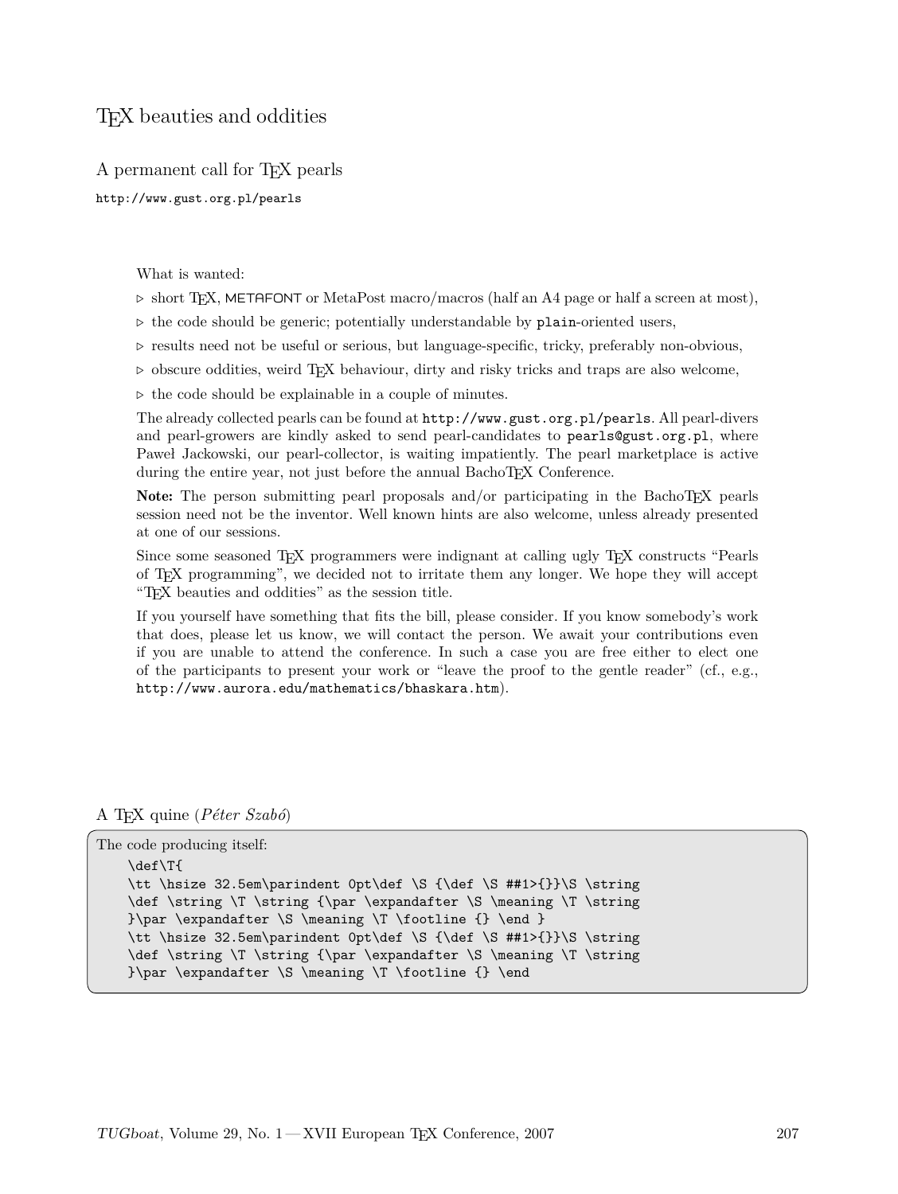# TeX beauties and oddities

## A permanent call for TeX pearls

http://www.gust.org.pl/pearls

What is wanted:

- ▹ short TeX, METAFONT or MetaPost macro/macros (half an A4 page or half a screen at most),
- ▹ the code should be generic; potentially understandable by `plain`-oriented users,
- ▹ results need not be useful or serious, but language-specific, tricky, preferably non-obvious,
- ▹ obscure oddities, weird TeX behaviour, dirty and risky tricks and traps are also welcome,
- ▹ the code should be explainable in a couple of minutes.

The already collected pearls can be found at http://www.gust.org.pl/pearls. All pearl-divers and pearl-growers are kindly asked to send pearl-candidates to pearls@gust.org.pl, where Paweł Jackowski, our pearl-collector, is waiting impatiently. The pearl marketplace is active during the entire year, not just before the annual BachoTeX Conference.

**Note:** The person submitting pearl proposals and/or participating in the BachoTeX pearls session need not be the inventor. Well known hints are also welcome, unless already presented at one of our sessions.

Since some seasoned TeX programmers were indignant at calling ugly TeX constructs "Pearls of TeX programming", we decided not to irritate them any longer. We hope they will accept "TeX beauties and oddities" as the session title.

If you yourself have something that fits the bill, please consider. If you know somebody's work that does, please let us know, we will contact the person. We await your contributions even if you are unable to attend the conference. In such a case you are free either to elect one of the participants to present your work or "leave the proof to the gentle reader" (cf., e.g., http://www.aurora.edu/mathematics/bhaskara.htm).

## A TeX quine (*Péter Szabó*)

The code producing itself:

```
\def\T{
\tt \hsize 32.5em\parindent 0pt\def \S {\def \S ##1>{}}\S \string
\def \string \T \string {\par \expandafter \S \meaning \T \string
}\par \expandafter \S \meaning \T \footline {} \end }
\tt \hsize 32.5em\parindent 0pt\def \S {\def \S ##1>{}}\S \string
\def \string \T \string {\par \expandafter \S \meaning \T \string
}\par \expandafter \S \meaning \T \footline {} \end
```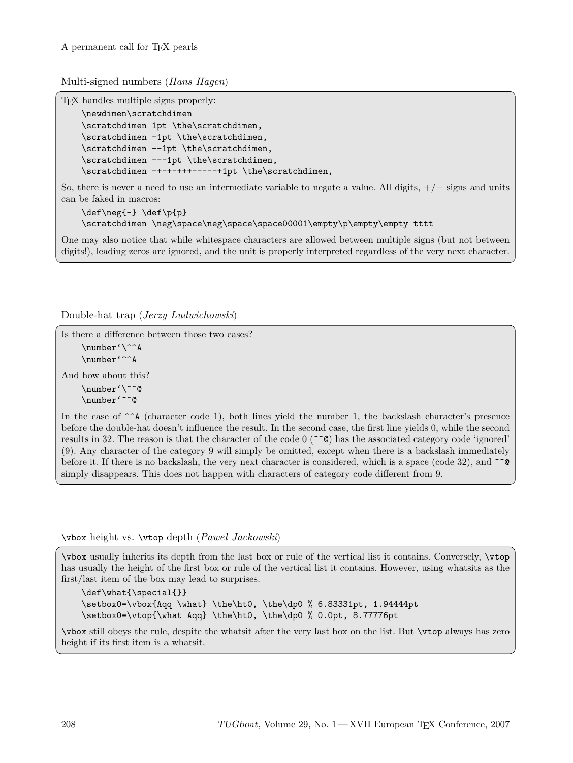A permanent call for TEX pearls

## Multi-signed numbers (*Hans Hagen*)

TEX handles multiple signs properly:

```
\newdimen\scratchdimen
\scratchdimen 1pt \the\scratchdimen,
\scratchdimen -1pt \the\scratchdimen,
\scratchdimen --1pt \the\scratchdimen,
\scratchdimen ---1pt \the\scratchdimen,
\scratchdimen -+-+-+++-----+1pt \the\scratchdimen,
```

So, there is never a need to use an intermediate variable to negate a value. All digits, +/− signs and units can be faked in macros:

```
\def\neg{-} \def\p{p}
\scratchdimen \neg\space\neg\space\space00001\empty\p\empty\empty tttt
```

One may also notice that while whitespace characters are allowed between multiple signs (but not between digits!), leading zeros are ignored, and the unit is properly interpreted regardless of the very next character.

## Double-hat trap (*Jerzy Ludwichowski*)

Is there a difference between those two cases?

```
\number`\^^A
\number`^^A
```

And how about this?

```
\number`\^^@
\number`^^@
```

In the case of `^^A` (character code 1), both lines yield the number 1, the backslash character's presence before the double-hat doesn't influence the result. In the second case, the first line yields 0, while the second results in 32. The reason is that the character of the code 0 (`^^@`) has the associated category code 'ignored' (9). Any character of the category 9 will simply be omitted, except when there is a backslash immediately before it. If there is no backslash, the very next character is considered, which is a space (code 32), and `^^@` simply disappears. This does not happen with characters of category code different from 9.

## `\vbox` height vs. `\vtop` depth (*Paweł Jackowski*)

`\vbox` usually inherits its depth from the last box or rule of the vertical list it contains. Conversely, `\vtop` has usually the height of the first box or rule of the vertical list it contains. However, using whatsits as the first/last item of the box may lead to surprises.

```
\def\what{\special{}}
\setbox0=\vbox{Aqq \what} \the\ht0, \the\dp0 % 6.83331pt, 1.94444pt
\setbox0=\vtop{\what Aqq} \the\ht0, \the\dp0 % 0.0pt, 8.77776pt
```

`\vbox` still obeys the rule, despite the whatsit after the very last box on the list. But `\vtop` always has zero height if its first item is a whatsit.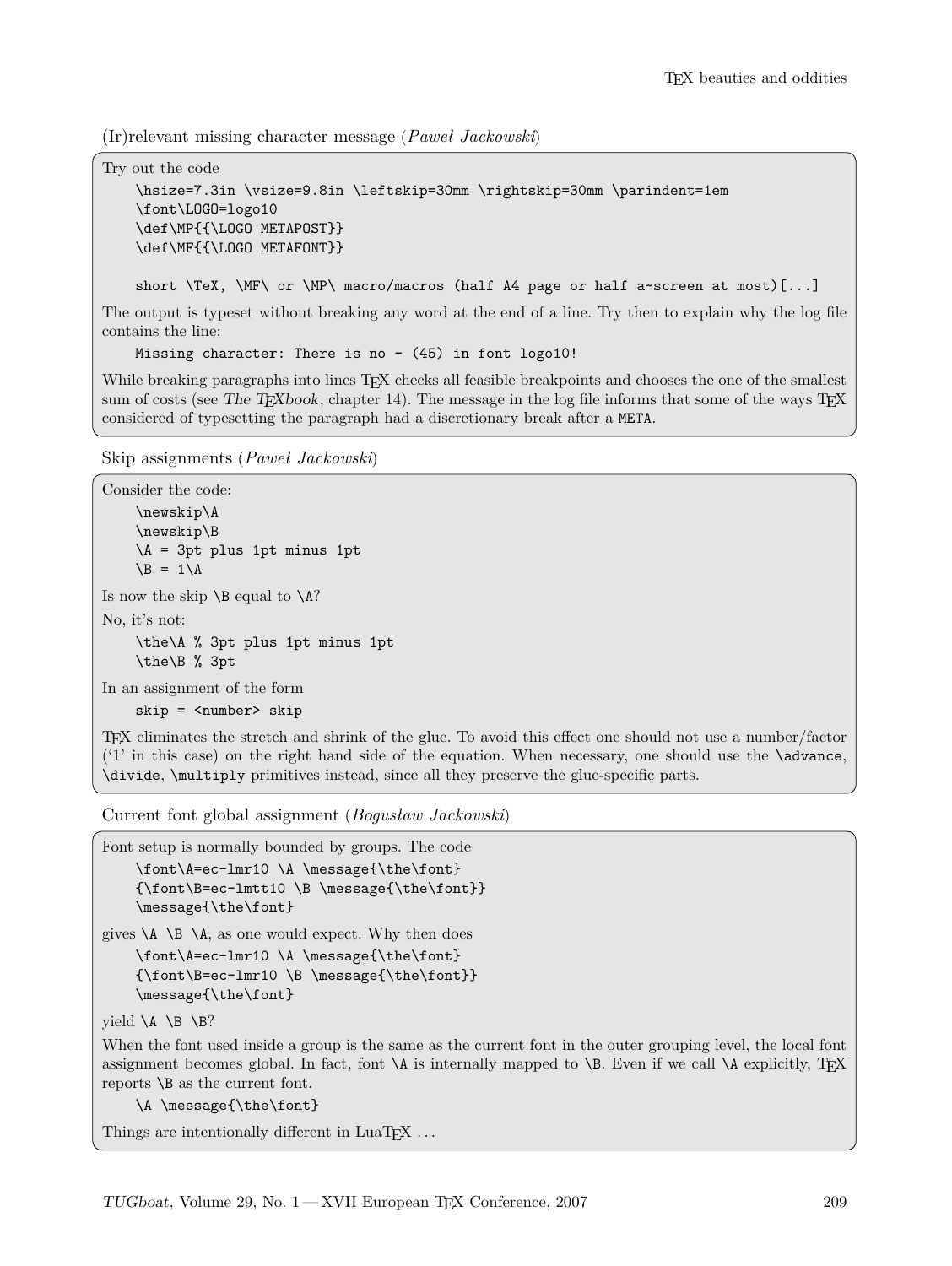### (Ir)relevant missing character message (*Paweł Jackowski*)

Try out the code

```
\hsize=7.3in \vsize=9.8in \leftskip=30mm \rightskip=30mm \parindent=1em
\font\LOGO=logo10
\def\MP{{\LOGO METAPOST}}
\def\MF{{\LOGO METAFONT}}

short \TeX, \MF\ or \MP\ macro/macros (half A4 page or half a~screen at most)[...]
```

The output is typeset without breaking any word at the end of a line. Try then to explain why the log file contains the line:

```
Missing character: There is no - (45) in font logo10!
```

While breaking paragraphs into lines TEX checks all feasible breakpoints and chooses the one of the smallest sum of costs (see *The TEXbook*, chapter 14). The message in the log file informs that some of the ways TEX considered of typesetting the paragraph had a discretionary break after a `META`.

### Skip assignments (*Paweł Jackowski*)

Consider the code:

```
\newskip\A
\newskip\B
\A = 3pt plus 1pt minus 1pt
\B = 1\A
```

Is now the skip `\B` equal to `\A`?

No, it's not:

```
\the\A % 3pt plus 1pt minus 1pt
\the\B % 3pt
```

In an assignment of the form

```
skip = <number> skip
```

TEX eliminates the stretch and shrink of the glue. To avoid this effect one should not use a number/factor ('1' in this case) on the right hand side of the equation. When necessary, one should use the `\advance`, `\divide`, `\multiply` primitives instead, since all they preserve the glue-specific parts.

### Current font global assignment (*Bogusław Jackowski*)

Font setup is normally bounded by groups. The code

```
\font\A=ec-lmr10 \A \message{\the\font}
{\font\B=ec-lmtt10 \B \message{\the\font}}
\message{\the\font}
```

gives `\A \B \A`, as one would expect. Why then does

```
\font\A=ec-lmr10 \A \message{\the\font}
{\font\B=ec-lmr10 \B \message{\the\font}}
\message{\the\font}
```

yield `\A \B \B`?

When the font used inside a group is the same as the current font in the outer grouping level, the local font assignment becomes global. In fact, font `\A` is internally mapped to `\B`. Even if we call `\A` explicitly, TEX reports `\B` as the current font.

```
\A \message{\the\font}
```

Things are intentionally different in LuaTEX ...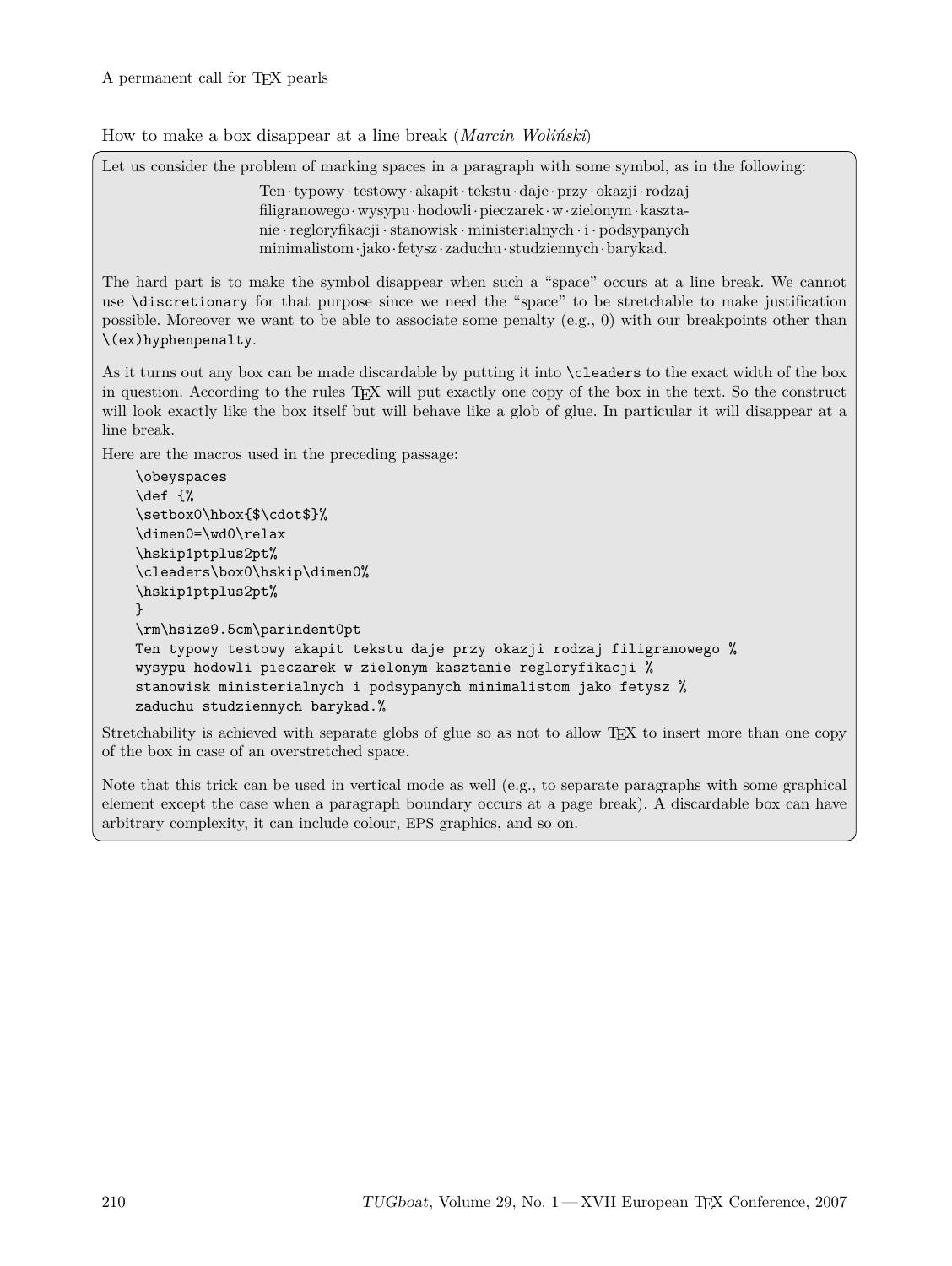A permanent call for TeX pearls

## How to make a box disappear at a line break (*Marcin Woliński*)

Let us consider the problem of marking spaces in a paragraph with some symbol, as in the following:

> Ten · typowy · testowy · akapit · tekstu · daje · przy · okazji · rodzaj
> filigranowego · wysypu · hodowli · pieczarek · w · zielonym · kaszta-
> nie · regloryfikacji · stanowisk · ministerialnych · i · podsypanych
> minimalistom · jako · fetysz · zaduchu · studziennych · barykad.

The hard part is to make the symbol disappear when such a "space" occurs at a line break. We cannot use `\discretionary` for that purpose since we need the "space" to be stretchable to make justification possible. Moreover we want to be able to associate some penalty (e.g., 0) with our breakpoints other than `\(ex)hyphenpenalty`.

As it turns out any box can be made discardable by putting it into `\cleaders` to the exact width of the box in question. According to the rules TeX will put exactly one copy of the box in the text. So the construct will look exactly like the box itself but will behave like a glob of glue. In particular it will disappear at a line break.

Here are the macros used in the preceding passage:

```
\obeyspaces
\def {%
\setbox0\hbox{$\cdot$}%
\dimen0=\wd0\relax
\hskip1ptplus2pt%
\cleaders\box0\hskip\dimen0%
\hskip1ptplus2pt%
}
\rm\hsize9.5cm\parindent0pt
Ten typowy testowy akapit tekstu daje przy okazji rodzaj filigranowego %
wysypu hodowli pieczarek w zielonym kasztanie regloryfikacji %
stanowisk ministerialnych i podsypanych minimalistom jako fetysz %
zaduchu studziennych barykad.%
```

Stretchability is achieved with separate globs of glue so as not to allow TeX to insert more than one copy of the box in case of an overstretched space.

Note that this trick can be used in vertical mode as well (e.g., to separate paragraphs with some graphical element except the case when a paragraph boundary occurs at a page break). A discardable box can have arbitrary complexity, it can include colour, EPS graphics, and so on.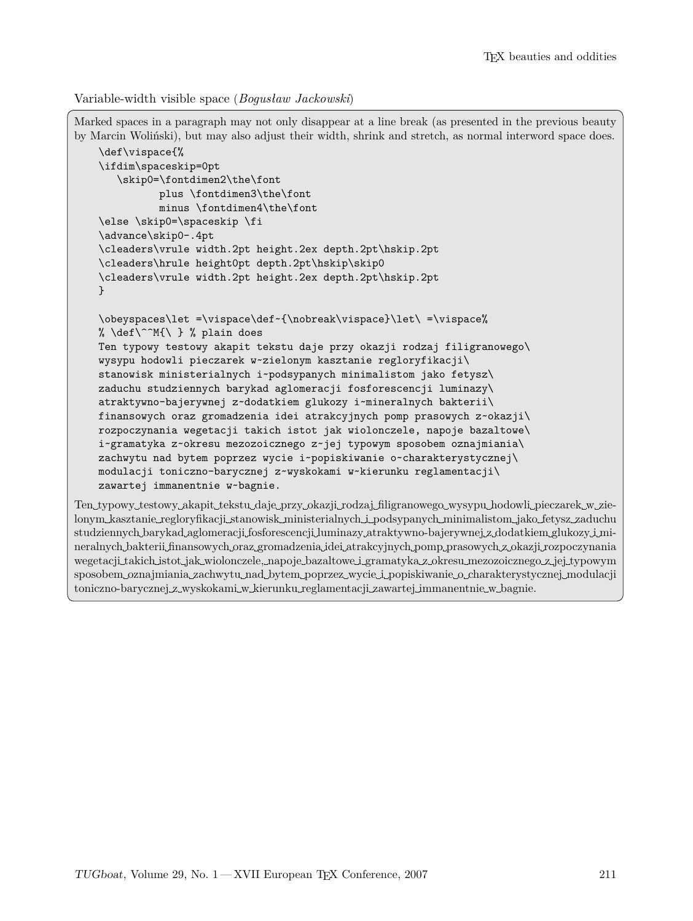Variable-width visible space (*Bogusław Jackowski*)

Marked spaces in a paragraph may not only disappear at a line break (as presented in the previous beauty by Marcin Woliński), but may also adjust their width, shrink and stretch, as normal interword space does.

```
\def\vispace{%
\ifdim\spaceskip=0pt
   \skip0=\fontdimen2\the\font
          plus \fontdimen3\the\font
          minus \fontdimen4\the\font
\else \skip0=\spaceskip \fi
\advance\skip0-.4pt
\cleaders\vrule width.2pt height.2ex depth.2pt\hskip.2pt
\cleaders\hrule height0pt depth.2pt\hskip\skip0
\cleaders\vrule width.2pt height.2ex depth.2pt\hskip.2pt
}

\obeyspaces\let =\vispace\def~{\nobreak\vispace}\let\ =\vispace%
% \def\^^M{\ } % plain does
Ten typowy testowy akapit tekstu daje przy okazji rodzaj filigranowego\
wysypu hodowli pieczarek w~zielonym kasztanie regloryfikacji\
stanowisk ministerialnych i~podsypanych minimalistom jako fetysz\
zaduchu studziennych barykad aglomeracji fosforescencji luminazy\
atraktywno-bajerywnej z~dodatkiem glukozy i~mineralnych bakterii\
finansowych oraz gromadzenia idei atrakcyjnych pomp prasowych z~okazji\
rozpoczynania wegetacji takich istot jak wiolonczele, napoje bazaltowe\
i~gramatyka z~okresu mezozoicznego z~jej typowym sposobem oznajmiania\
zachwytu nad bytem poprzez wycie i~popiskiwanie o~charakterystycznej\
modulacji toniczno-barycznej z~wyskokami w~kierunku reglamentacji\
zawartej immanentnie w~bagnie.
```

Ten␣typowy␣testowy␣akapit␣tekstu␣daje␣przy␣okazji␣rodzaj␣filigranowego␣wysypu␣hodowli␣pieczarek␣w␣zielonym␣kasztanie␣regloryfikacji␣stanowisk␣ministerialnych␣i␣podsypanych␣minimalistom␣jako␣fetysz␣zaduchu studziennych␣barykad␣aglomeracji␣fosforescencji␣luminazy␣atraktywno-bajerywnej␣z␣dodatkiem␣glukozy␣i␣mineralnych␣bakterii␣finansowych␣oraz␣gromadzenia␣idei␣atrakcyjnych␣pomp␣prasowych␣z␣okazji␣rozpoczynania wegetacji␣takich␣istot␣jak␣wiolonczele,␣napoje␣bazaltowe␣i␣gramatyka␣z␣okresu␣mezozoicznego␣z␣jej␣typowym sposobem␣oznajmiania␣zachwytu␣nad␣bytem␣poprzez␣wycie␣i␣popiskiwanie␣o␣charakterystycznej␣modulacji toniczno-barycznej␣z␣wyskokami␣w␣kierunku␣reglamentacji␣zawartej␣immanentnie␣w␣bagnie.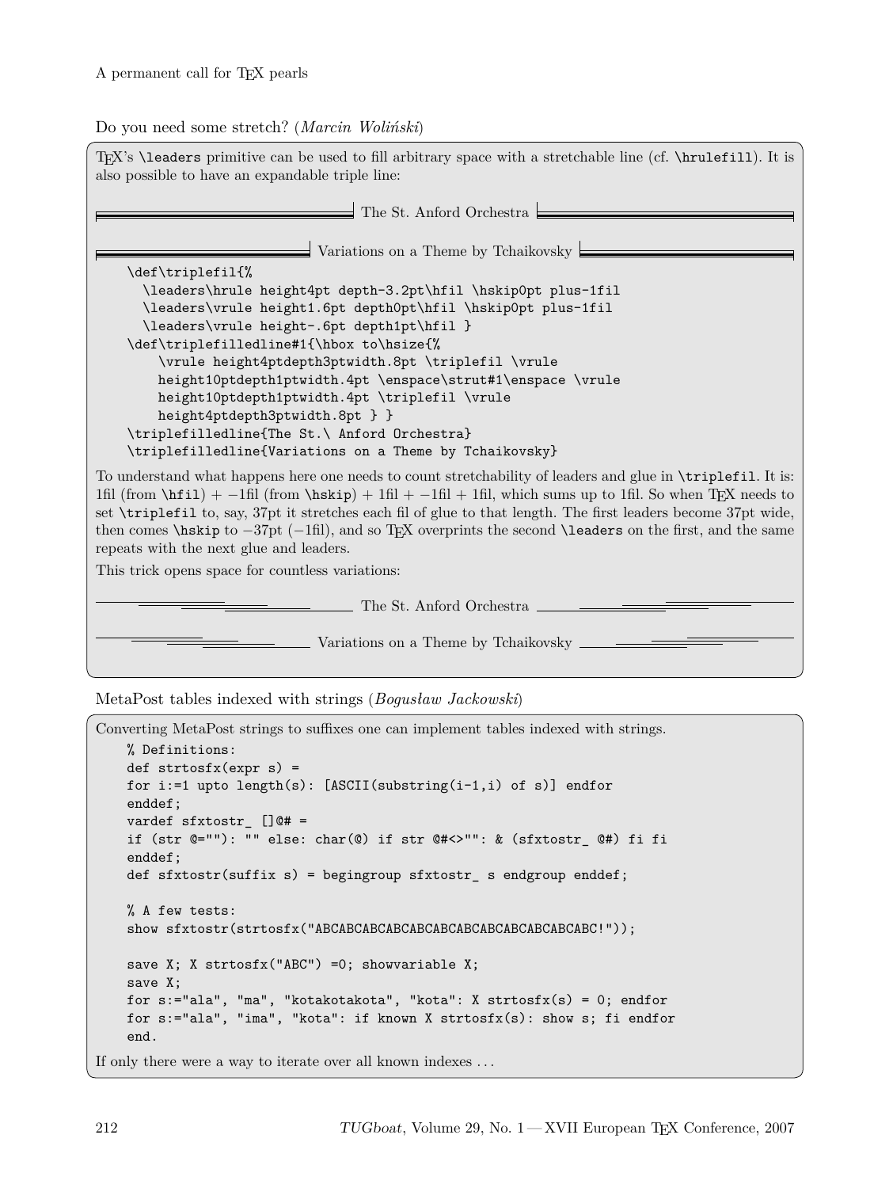A permanent call for TEX pearls

Do you need some stretch? (*Marcin Woliński*)

TEX's `\leaders` primitive can be used to fill arbitrary space with a stretchable line (cf. `\hrulefill`). It is also possible to have an expandable triple line:

The St. Anford Orchestra

Variations on a Theme by Tchaikovsky

```
\def\triplefil{%
  \leaders\hrule height4pt depth-3.2pt\hfil \hskip0pt plus-1fil
  \leaders\vrule height1.6pt depth0pt\hfil \hskip0pt plus-1fil
  \leaders\vrule height-.6pt depth1pt\hfil }
\def\triplefilledline#1{\hbox to\hsize{%
    \vrule height4ptdepth3ptwidth.8pt \triplefil \vrule
    height10ptdepth1ptwidth.4pt \enspace\strut#1\enspace \vrule
    height10ptdepth1ptwidth.4pt \triplefil \vrule
    height4ptdepth3ptwidth.8pt } }
\triplefilledline{The St.\ Anford Orchestra}
\triplefilledline{Variations on a Theme by Tchaikovsky}
```

To understand what happens here one needs to count stretchability of leaders and glue in `\triplefil`. It is: 1fil (from `\hfil`) + −1fil (from `\hskip`) + 1fil + −1fil + 1fil, which sums up to 1fil. So when TEX needs to set `\triplefil` to, say, 37pt it stretches each fil of glue to that length. The first leaders become 37pt wide, then comes `\hskip` to −37pt (−1fil), and so TEX overprints the second `\leaders` on the first, and the same repeats with the next glue and leaders.

This trick opens space for countless variations:

The St. Anford Orchestra

Variations on a Theme by Tchaikovsky

MetaPost tables indexed with strings (*Bogusław Jackowski*)

Converting MetaPost strings to suffixes one can implement tables indexed with strings.

```
% Definitions:
def strtosfx(expr s) =
for i:=1 upto length(s): [ASCII(substring(i-1,i) of s)] endfor
enddef;
vardef sfxtostr_ []@# =
if (str @=""): "" else: char(@) if str @#<>"": & (sfxtostr_ @#) fi fi
enddef;
def sfxtostr(suffix s) = begingroup sfxtostr_ s endgroup enddef;

% A few tests:
show sfxtostr(strtosfx("ABCABCABCABCABCABCABCABCABCABCABCABC!"));

save X; X strtosfx("ABC") =0; showvariable X;
save X;
for s:="ala", "ma", "kotakotakota", "kota": X strtosfx(s) = 0; endfor
for s:="ala", "ima", "kota": if known X strtosfx(s): show s; fi endfor
end.
```

If only there were a way to iterate over all known indexes . . .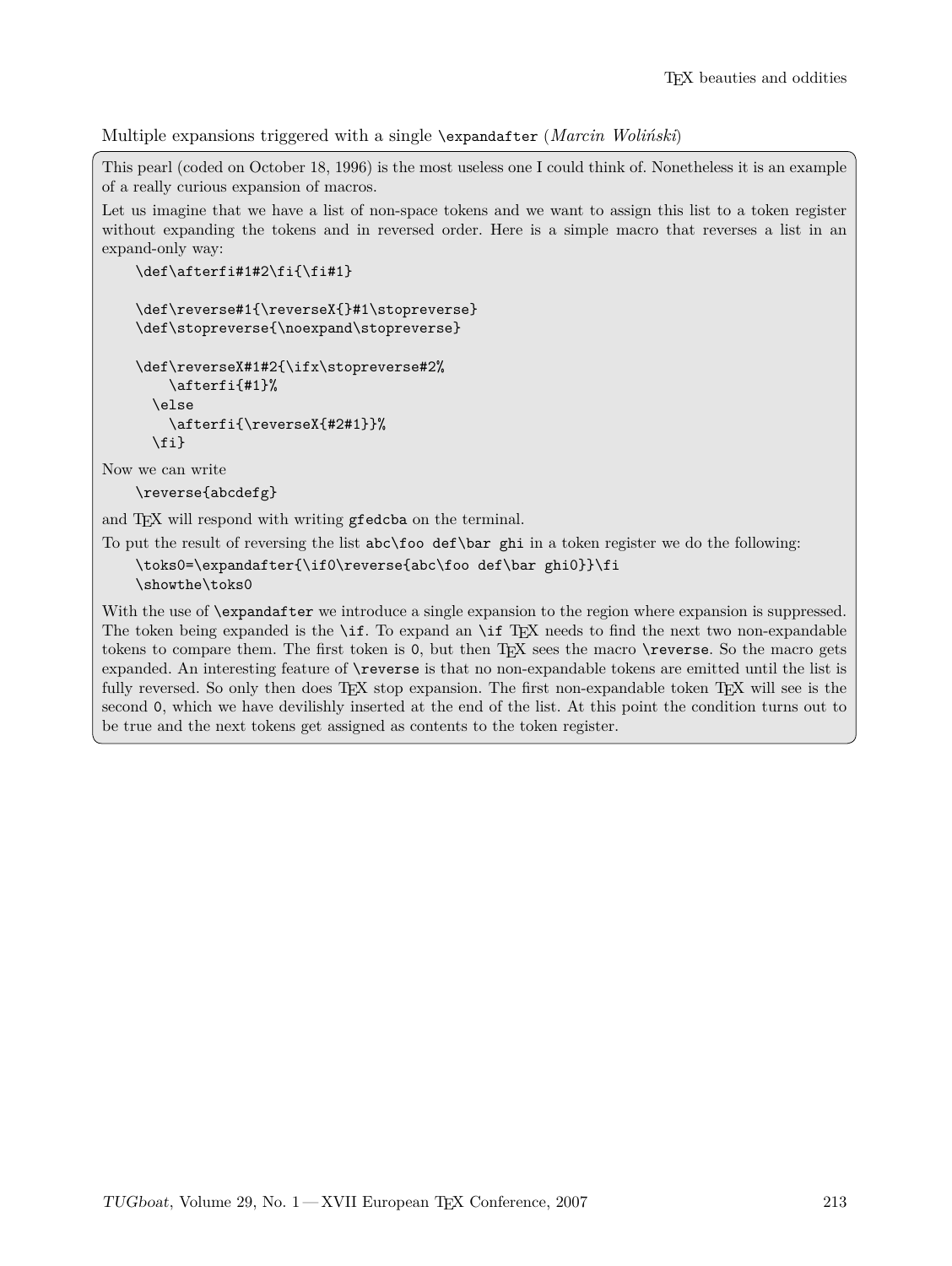Multiple expansions triggered with a single `\expandafter` (*Marcin Woliński*)

This pearl (coded on October 18, 1996) is the most useless one I could think of. Nonetheless it is an example of a really curious expansion of macros.

Let us imagine that we have a list of non-space tokens and we want to assign this list to a token register without expanding the tokens and in reversed order. Here is a simple macro that reverses a list in an expand-only way:

```
\def\afterfi#1#2\fi{\fi#1}

\def\reverse#1{\reverseX{}#1\stopreverse}
\def\stopreverse{\noexpand\stopreverse}

\def\reverseX#1#2{\ifx\stopreverse#2%
    \afterfi{#1}%
  \else
    \afterfi{\reverseX{#2#1}}%
  \fi}
```

Now we can write

```
\reverse{abcdefg}
```

and TeX will respond with writing `gfedcba` on the terminal.

To put the result of reversing the list `abc\foo def\bar ghi` in a token register we do the following:

```
\toks0=\expandafter{\if0\reverse{abc\foo def\bar ghi0}}\fi
\showthe\toks0
```

With the use of `\expandafter` we introduce a single expansion to the region where expansion is suppressed. The token being expanded is the `\if`. To expand an `\if` TeX needs to find the next two non-expandable tokens to compare them. The first token is `0`, but then TeX sees the macro `\reverse`. So the macro gets expanded. An interesting feature of `\reverse` is that no non-expandable tokens are emitted until the list is fully reversed. So only then does TeX stop expansion. The first non-expandable token TeX will see is the second `0`, which we have devilishly inserted at the end of the list. At this point the condition turns out to be true and the next tokens get assigned as contents to the token register.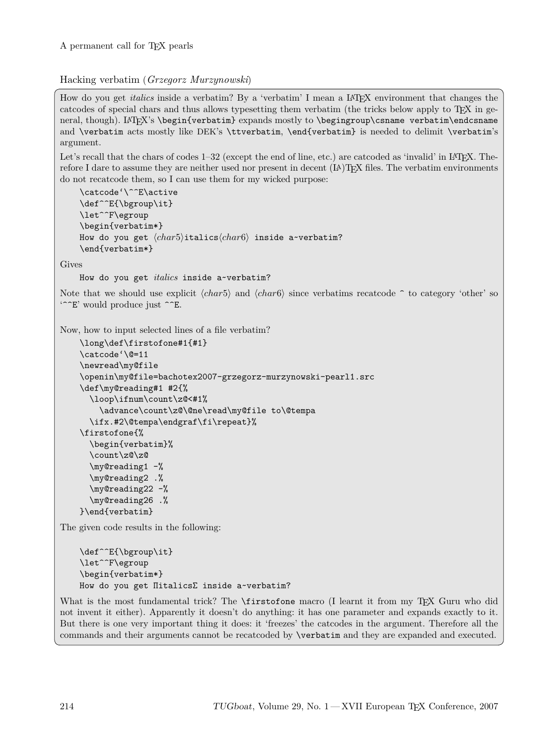A permanent call for TEX pearls

## Hacking verbatim (*Grzegorz Murzynowski*)

How do you get *italics* inside a verbatim? By a 'verbatim' I mean a LATEX environment that changes the catcodes of special chars and thus allows typesetting them verbatim (the tricks below apply to TEX in general, though). LATEX's `\begin{verbatim}` expands mostly to `\begingroup\csname verbatim\endcsname` and `\verbatim` acts mostly like DEK's `\ttverbatim`, `\end{verbatim}` is needed to delimit `\verbatim`'s argument.

Let's recall that the chars of codes 1–32 (except the end of line, etc.) are catcoded as 'invalid' in LATEX. Therefore I dare to assume they are neither used nor present in decent (LA)TEX files. The verbatim environments do not recatcode them, so I can use them for my wicked purpose:

```
\catcode`\^^E\active
\def^^E{\bgroup\it}
\let^^F\egroup
\begin{verbatim*}
How do you get ⟨char5⟩italics⟨char6⟩ inside a~verbatim?
\end{verbatim*}
```

Gives

How do you get *italics* inside a~verbatim?

Note that we should use explicit ⟨*char*5⟩ and ⟨*char*6⟩ since verbatims recatcode ^ to category 'other' so '`^^E`' would produce just `^^E`.

Now, how to input selected lines of a file verbatim?

```
\long\def\firstofone#1{#1}
\catcode`\@=11
\newread\my@file
\openin\my@file=bachotex2007-grzegorz-murzynowski-pearl1.src
\def\my@reading#1 #2{%
  \loop\ifnum\count\z@<#1%
    \advance\count\z@\@ne\read\my@file to\@tempa
  \ifx.#2\@tempa\endgraf\fi\repeat}%
\firstofone{%
  \begin{verbatim}%
  \count\z@\z@
  \my@reading1 -%
  \my@reading2 .%
  \my@reading22 -%
  \my@reading26 .%
}\end{verbatim}
```

The given code results in the following:

```
\def^^E{\bgroup\it}
\let^^F\egroup
\begin{verbatim*}
How do you get ΠitalicsΣ inside a~verbatim?
```

What is the most fundamental trick? The `\firstofone` macro (I learnt it from my TEX Guru who did not invent it either). Apparently it doesn't do anything: it has one parameter and expands exactly to it. But there is one very important thing it does: it 'freezes' the catcodes in the argument. Therefore all the commands and their arguments cannot be recatcoded by `\verbatim` and they are expanded and executed.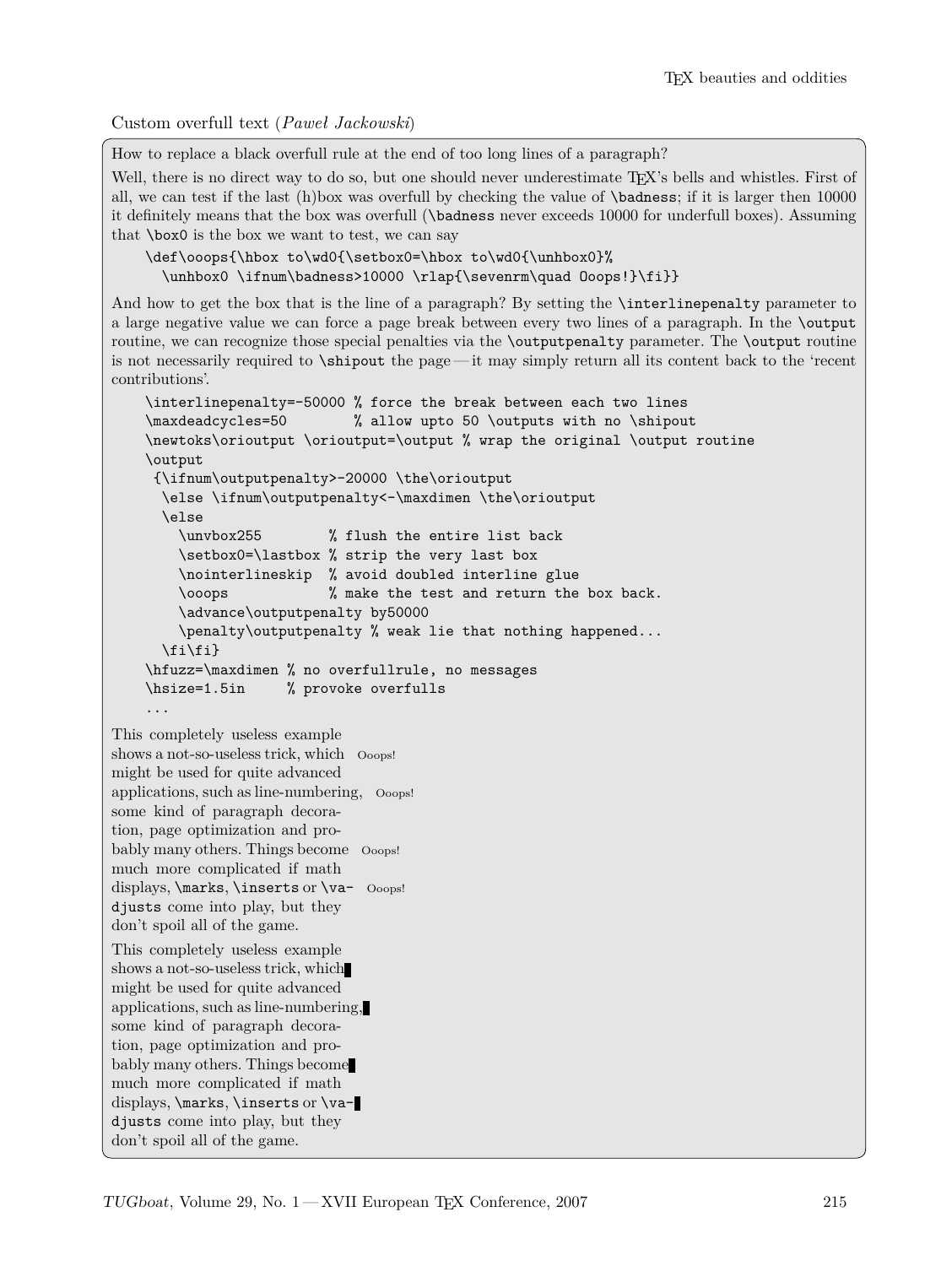Custom overfull text (*Paweł Jackowski*)

How to replace a black overfull rule at the end of too long lines of a paragraph?

Well, there is no direct way to do so, but one should never underestimate TEX's bells and whistles. First of all, we can test if the last (h)box was overfull by checking the value of \badness; if it is larger then 10000 it definitely means that the box was overfull (\badness never exceeds 10000 for underfull boxes). Assuming that \box0 is the box we want to test, we can say

```
\def\ooops{\hbox to\wd0{\setbox0=\hbox to\wd0{\unhbox0}%
  \unhbox0 \ifnum\badness>10000 \rlap{\sevenrm\quad Ooops!}\fi}}
```

And how to get the box that is the line of a paragraph? By setting the \interlinepenalty parameter to a large negative value we can force a page break between every two lines of a paragraph. In the \output routine, we can recognize those special penalties via the \outputpenalty parameter. The \output routine is not necessarily required to \shipout the page — it may simply return all its content back to the 'recent contributions'.

```
\interlinepenalty=-50000 % force the break between each two lines
\maxdeadcycles=50        % allow upto 50 \outputs with no \shipout
\newtoks\orioutput \orioutput=\output % wrap the original \output routine
\output
 {\ifnum\outputpenalty>-20000 \the\orioutput
  \else \ifnum\outputpenalty<-\maxdimen \the\orioutput
  \else
    \unvbox255        % flush the entire list back
    \setbox0=\lastbox % strip the very last box
    \nointerlineskip  % avoid doubled interline glue
    \ooops            % make the test and return the box back.
    \advance\outputpenalty by50000
    \penalty\outputpenalty % weak lie that nothing happened...
  \fi\fi}
\hfuzz=\maxdimen % no overfullrule, no messages
\hsize=1.5in     % provoke overfulls
...
```

This completely useless example
shows a not-so-useless trick, which   Ooops!
might be used for quite advanced
applications, such as line-numbering,   Ooops!
some kind of paragraph decora-
tion, page optimization and pro-
bably many others. Things become   Ooops!
much more complicated if math
displays, \marks, \inserts or \va-   Ooops!
djusts come into play, but they
don't spoil all of the game.

This completely useless example
shows a not-so-useless trick, which█
might be used for quite advanced
applications, such as line-numbering,█
some kind of paragraph decora-
tion, page optimization and pro-
bably many others. Things become█
much more complicated if math
displays, \marks, \inserts or \va-█
djusts come into play, but they
don't spoil all of the game.